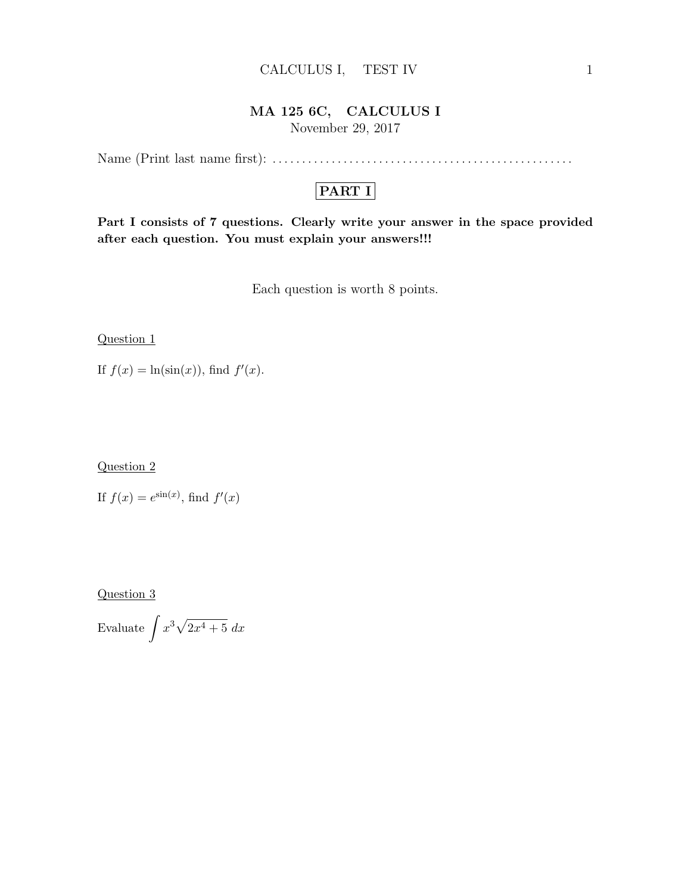# MA 125 6C, CALCULUS I

November 29, 2017

Name (Print last name first): ..................................................

## PART I

**Part I consists of 7 questions. Clearly write your answer in the space provided after each question. You must explain your answers!!!**

Each question is worth 8 points.

Question 1

If $f(x) = \ln(\sin(x))$, find $f'(x)$.

Question 2

If $f(x) = e^{\sin(x)}$, find $f'(x)$

Question 3

Evaluate $\int x^3 \sqrt{2x^4 + 5}\, dx$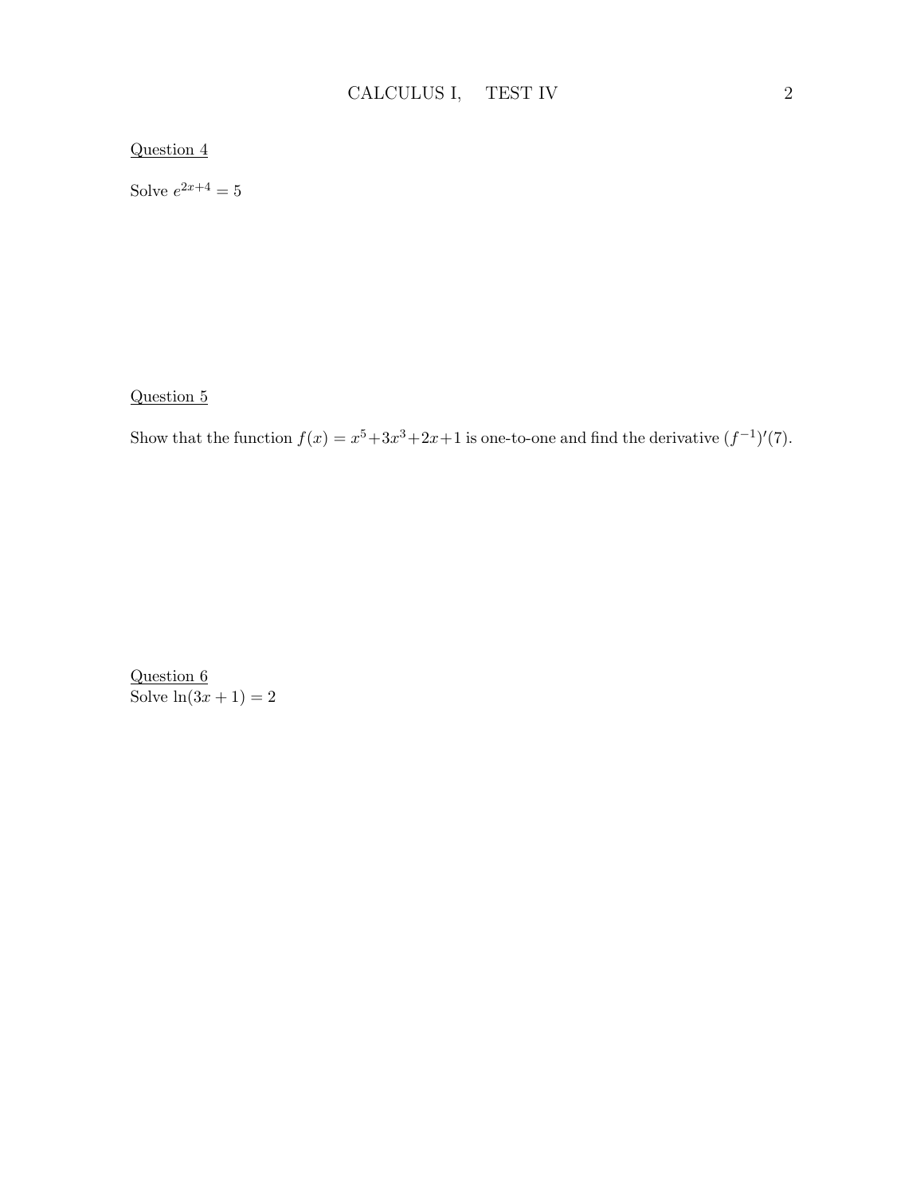Question 4

Solve $e^{2x+4} = 5$

Question 5

Show that the function $f(x) = x^5+3x^3+2x+1$ is one-to-one and find the derivative $(f^{-1})'(7)$.

Question 6

Solve $\ln(3x + 1) = 2$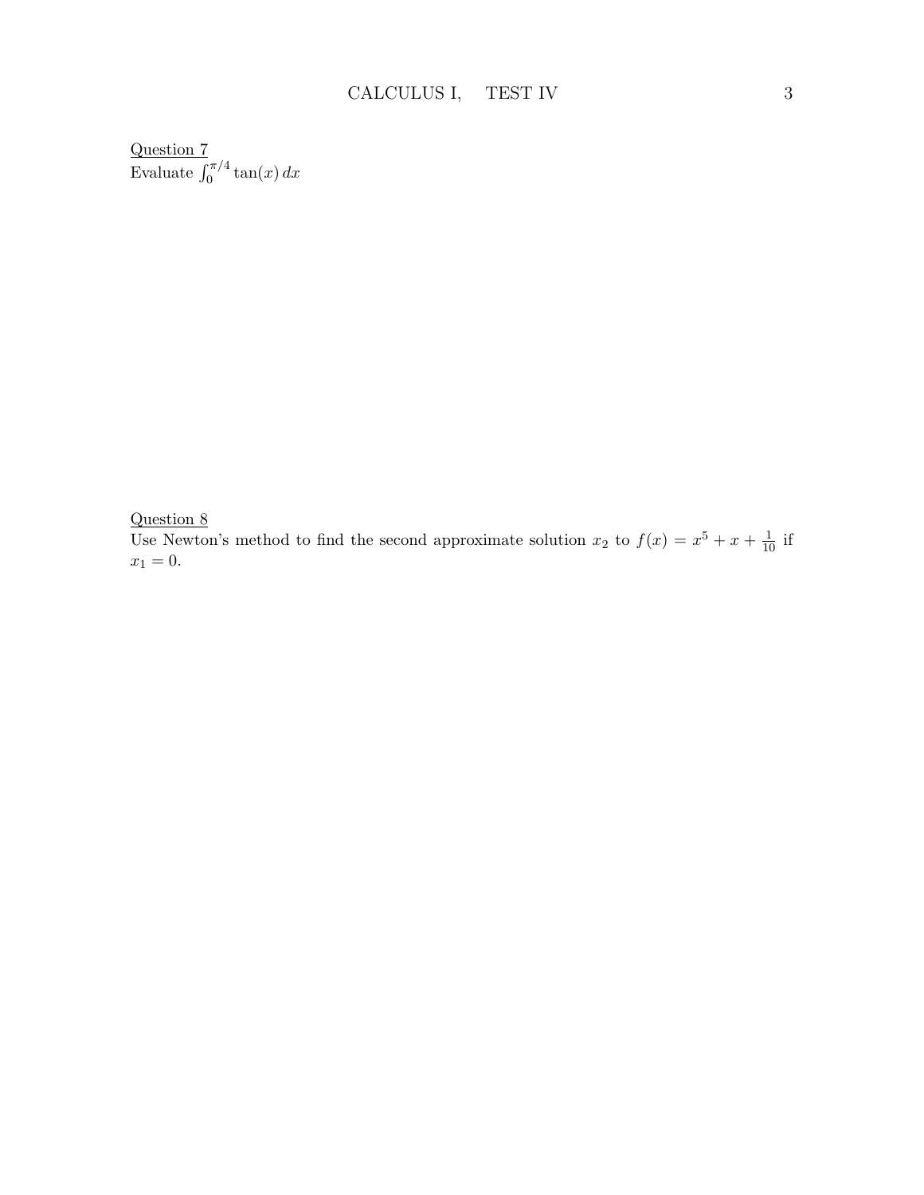<u>Question 7</u>
Evaluate $\int_0^{\pi/4} \tan(x)\, dx$

<u>Question 8</u>
Use Newton's method to find the second approximate solution $x_2$ to $f(x) = x^5 + x + \frac{1}{10}$ if $x_1 = 0$.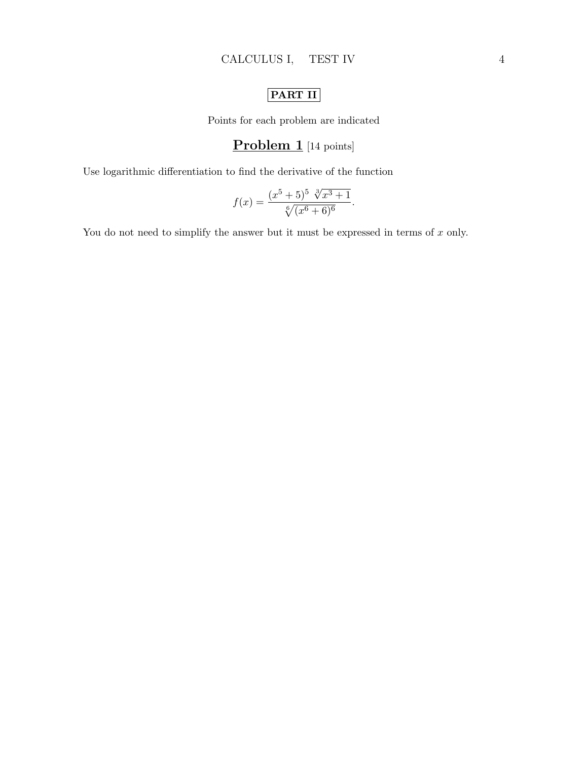**PART II**

Points for each problem are indicated

## **Problem 1** [14 points]

Use logarithmic differentiation to find the derivative of the function

$$f(x) = \frac{(x^5+5)^5 \ \sqrt[3]{x^3+1}}{\sqrt[6]{(x^6+6)^6}}.$$

You do not need to simplify the answer but it must be expressed in terms of $x$ only.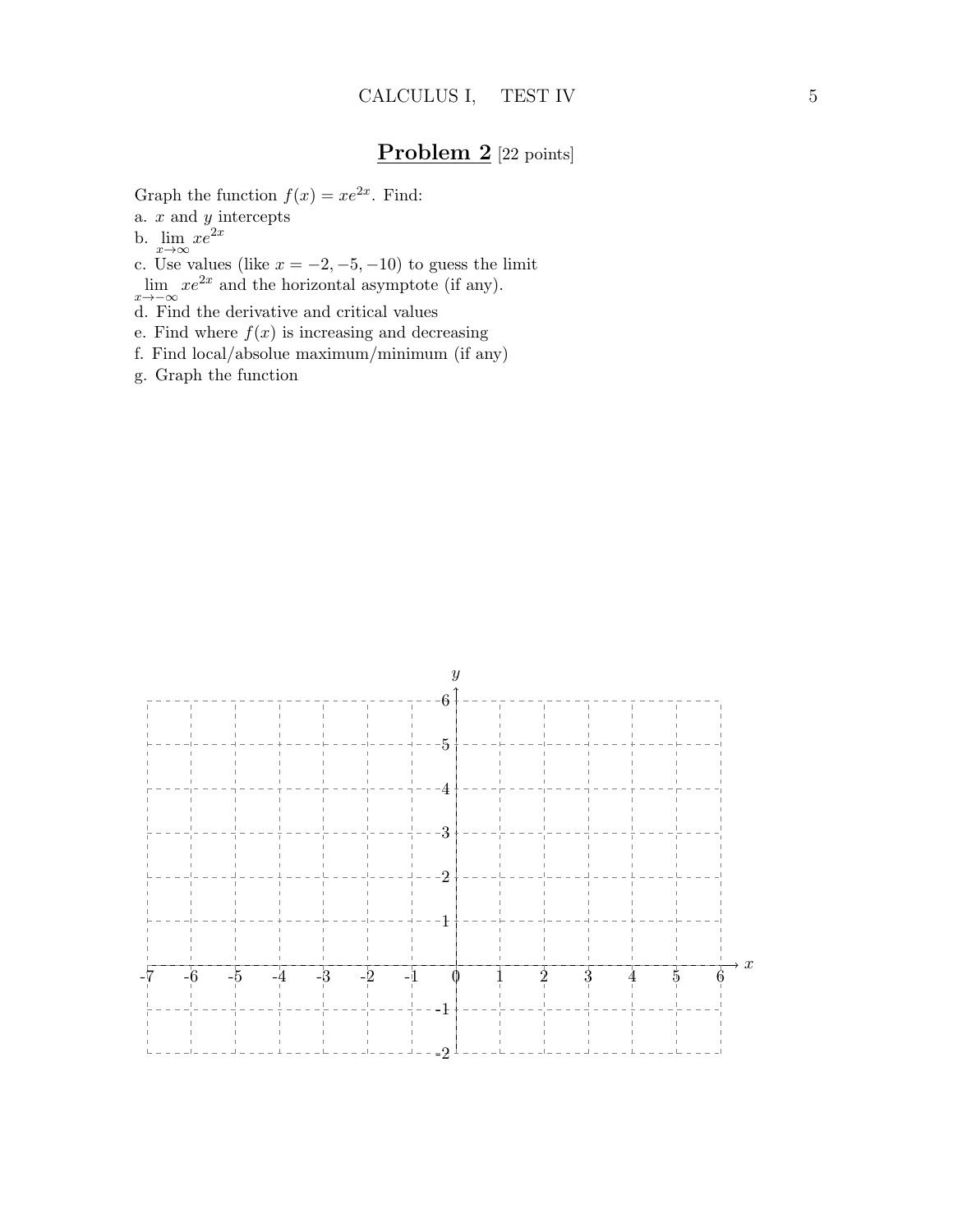## **Problem 2** [22 points]

Graph the function $f(x) = xe^{2x}$. Find:

a. $x$ and $y$ intercepts

b. $\lim_{x\to\infty} xe^{2x}$

c. Use values (like $x = -2, -5, -10$) to guess the limit $\lim_{x\to-\infty} xe^{2x}$ and the horizontal asymptote (if any).

d. Find the derivative and critical values

e. Find where $f(x)$ is increasing and decreasing

f. Find local/absolue maximum/minimum (if any)

g. Graph the function

y

6
5
4
3
2
1
-1
-2

x

-7 -6 -5 -4 -3 -2 -1 0 1 2 3 4 5 6